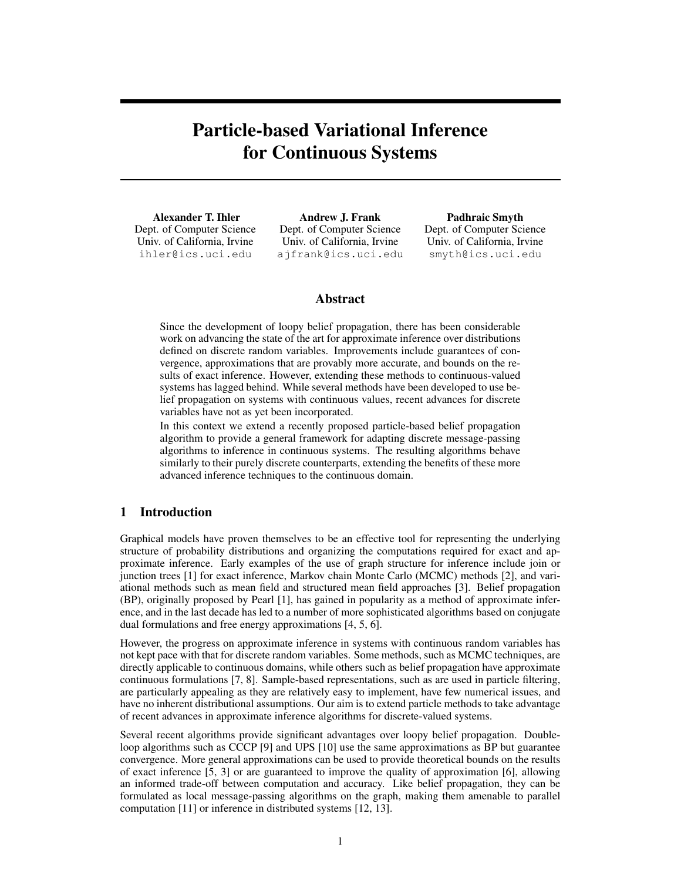# Particle-based Variational Inference for Continuous Systems

**Alexander T. Ihler**
Dept. of Computer Science
Univ. of California, Irvine
ihler@ics.uci.edu

**Andrew J. Frank**
Dept. of Computer Science
Univ. of California, Irvine
ajfrank@ics.uci.edu

**Padhraic Smyth**
Dept. of Computer Science
Univ. of California, Irvine
smyth@ics.uci.edu

## Abstract

Since the development of loopy belief propagation, there has been considerable work on advancing the state of the art for approximate inference over distributions defined on discrete random variables. Improvements include guarantees of convergence, approximations that are provably more accurate, and bounds on the results of exact inference. However, extending these methods to continuous-valued systems has lagged behind. While several methods have been developed to use belief propagation on systems with continuous values, recent advances for discrete variables have not as yet been incorporated.

In this context we extend a recently proposed particle-based belief propagation algorithm to provide a general framework for adapting discrete message-passing algorithms to inference in continuous systems. The resulting algorithms behave similarly to their purely discrete counterparts, extending the benefits of these more advanced inference techniques to the continuous domain.

## 1 Introduction

Graphical models have proven themselves to be an effective tool for representing the underlying structure of probability distributions and organizing the computations required for exact and approximate inference. Early examples of the use of graph structure for inference include join or junction trees [1] for exact inference, Markov chain Monte Carlo (MCMC) methods [2], and variational methods such as mean field and structured mean field approaches [3]. Belief propagation (BP), originally proposed by Pearl [1], has gained in popularity as a method of approximate inference, and in the last decade has led to a number of more sophisticated algorithms based on conjugate dual formulations and free energy approximations [4, 5, 6].

However, the progress on approximate inference in systems with continuous random variables has not kept pace with that for discrete random variables. Some methods, such as MCMC techniques, are directly applicable to continuous domains, while others such as belief propagation have approximate continuous formulations [7, 8]. Sample-based representations, such as are used in particle filtering, are particularly appealing as they are relatively easy to implement, have few numerical issues, and have no inherent distributional assumptions. Our aim is to extend particle methods to take advantage of recent advances in approximate inference algorithms for discrete-valued systems.

Several recent algorithms provide significant advantages over loopy belief propagation. Double-loop algorithms such as CCCP [9] and UPS [10] use the same approximations as BP but guarantee convergence. More general approximations can be used to provide theoretical bounds on the results of exact inference [5, 3] or are guaranteed to improve the quality of approximation [6], allowing an informed trade-off between computation and accuracy. Like belief propagation, they can be formulated as local message-passing algorithms on the graph, making them amenable to parallel computation [11] or inference in distributed systems [12, 13].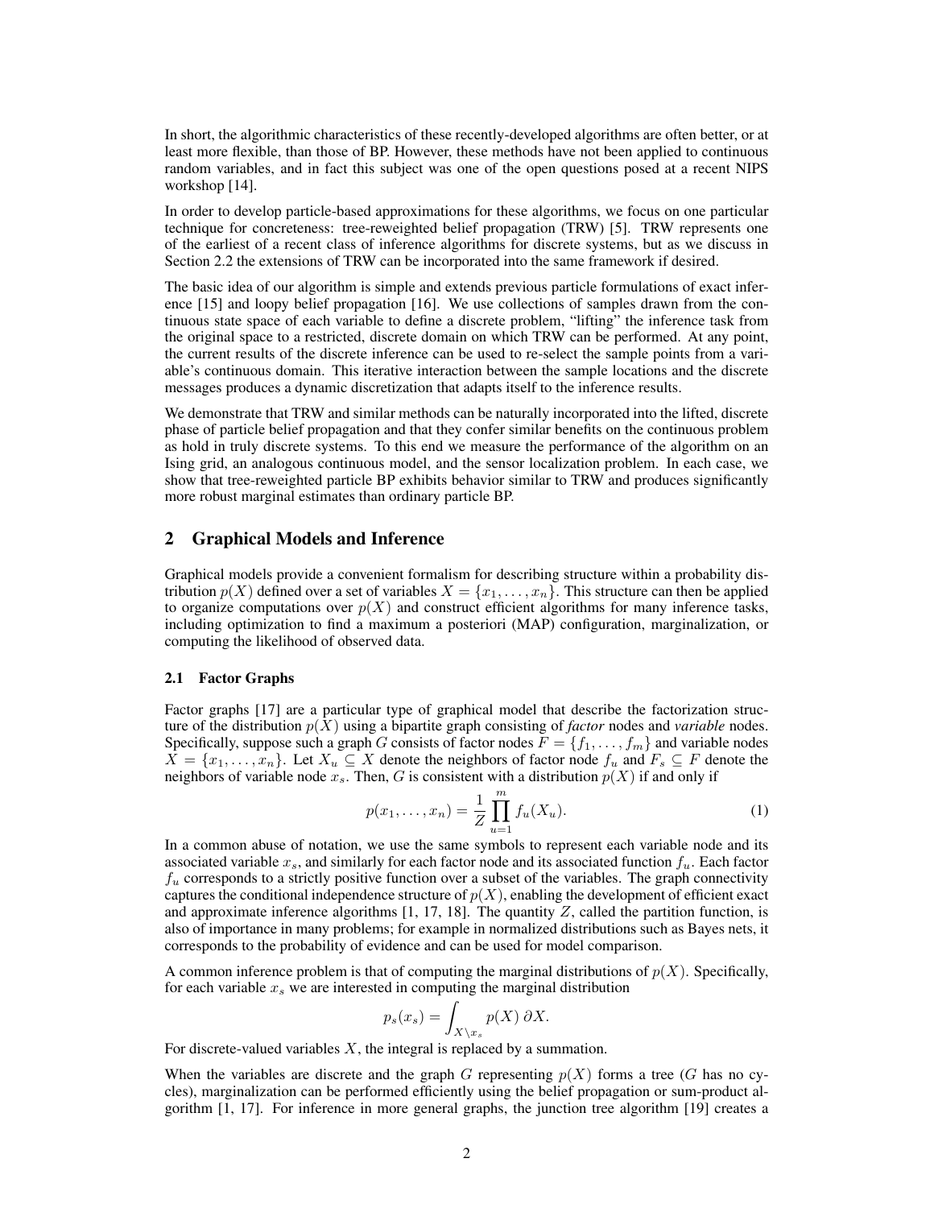In short, the algorithmic characteristics of these recently-developed algorithms are often better, or at least more flexible, than those of BP. However, these methods have not been applied to continuous random variables, and in fact this subject was one of the open questions posed at a recent NIPS workshop [14].

In order to develop particle-based approximations for these algorithms, we focus on one particular technique for concreteness: tree-reweighted belief propagation (TRW) [5]. TRW represents one of the earliest of a recent class of inference algorithms for discrete systems, but as we discuss in Section 2.2 the extensions of TRW can be incorporated into the same framework if desired.

The basic idea of our algorithm is simple and extends previous particle formulations of exact inference [15] and loopy belief propagation [16]. We use collections of samples drawn from the continuous state space of each variable to define a discrete problem, "lifting" the inference task from the original space to a restricted, discrete domain on which TRW can be performed. At any point, the current results of the discrete inference can be used to re-select the sample points from a variable's continuous domain. This iterative interaction between the sample locations and the discrete messages produces a dynamic discretization that adapts itself to the inference results.

We demonstrate that TRW and similar methods can be naturally incorporated into the lifted, discrete phase of particle belief propagation and that they confer similar benefits on the continuous problem as hold in truly discrete systems. To this end we measure the performance of the algorithm on an Ising grid, an analogous continuous model, and the sensor localization problem. In each case, we show that tree-reweighted particle BP exhibits behavior similar to TRW and produces significantly more robust marginal estimates than ordinary particle BP.

## 2 Graphical Models and Inference

Graphical models provide a convenient formalism for describing structure within a probability distribution $p(X)$ defined over a set of variables $X = \{x_1, \dots, x_n\}$. This structure can then be applied to organize computations over $p(X)$ and construct efficient algorithms for many inference tasks, including optimization to find a maximum a posteriori (MAP) configuration, marginalization, or computing the likelihood of observed data.

### 2.1 Factor Graphs

Factor graphs [17] are a particular type of graphical model that describe the factorization structure of the distribution $p(X)$ using a bipartite graph consisting of *factor* nodes and *variable* nodes. Specifically, suppose such a graph $G$ consists of factor nodes $F = \{f_1, \dots, f_m\}$ and variable nodes $X = \{x_1, \dots, x_n\}$. Let $X_u \subseteq X$ denote the neighbors of factor node $f_u$ and $F_s \subseteq F$ denote the neighbors of variable node $x_s$. Then, $G$ is consistent with a distribution $p(X)$ if and only if

$$p(x_1, \dots, x_n) = \frac{1}{Z} \prod_{u=1}^{m} f_u(X_u). \tag{1}$$

In a common abuse of notation, we use the same symbols to represent each variable node and its associated variable $x_s$, and similarly for each factor node and its associated function $f_u$. Each factor $f_u$ corresponds to a strictly positive function over a subset of the variables. The graph connectivity captures the conditional independence structure of $p(X)$, enabling the development of efficient exact and approximate inference algorithms [1, 17, 18]. The quantity $Z$, called the partition function, is also of importance in many problems; for example in normalized distributions such as Bayes nets, it corresponds to the probability of evidence and can be used for model comparison.

A common inference problem is that of computing the marginal distributions of $p(X)$. Specifically, for each variable $x_s$ we are interested in computing the marginal distribution

$$p_s(x_s) = \int_{X \setminus x_s} p(X) \, \partial X.$$

For discrete-valued variables $X$, the integral is replaced by a summation.

When the variables are discrete and the graph $G$ representing $p(X)$ forms a tree ($G$ has no cycles), marginalization can be performed efficiently using the belief propagation or sum-product algorithm [1, 17]. For inference in more general graphs, the junction tree algorithm [19] creates a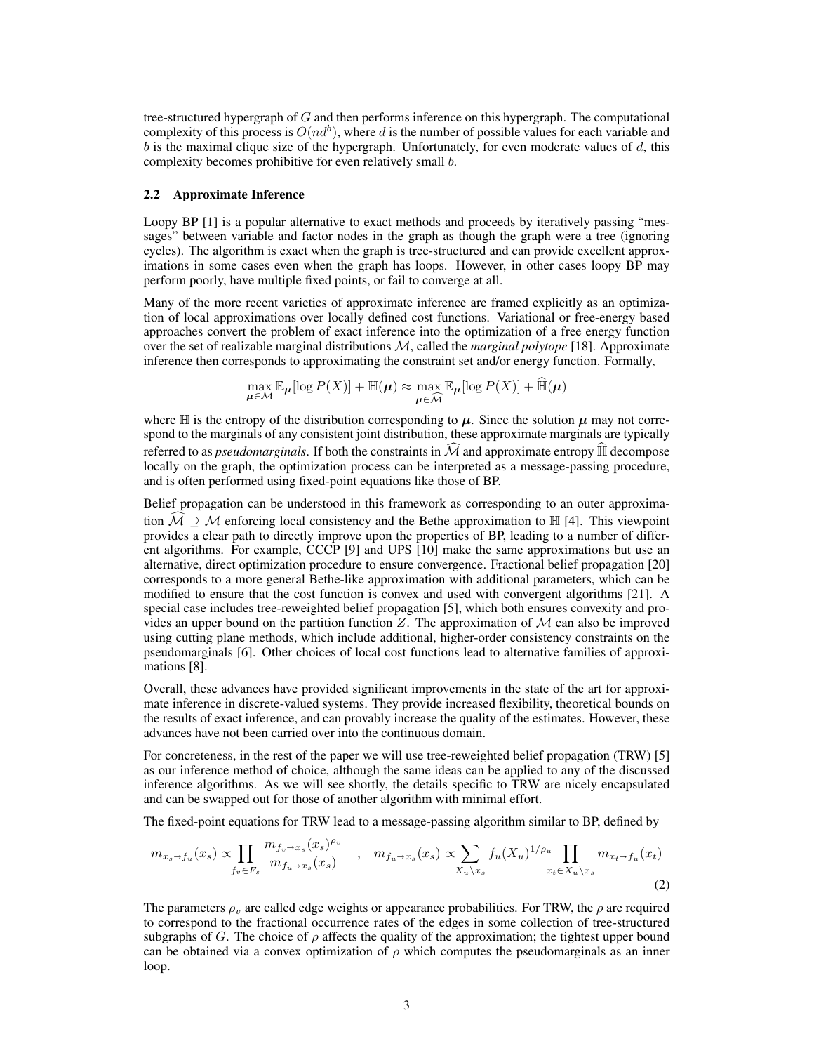tree-structured hypergraph of $G$ and then performs inference on this hypergraph. The computational complexity of this process is $O(nd^b)$, where $d$ is the number of possible values for each variable and $b$ is the maximal clique size of the hypergraph. Unfortunately, for even moderate values of $d$, this complexity becomes prohibitive for even relatively small $b$.

### 2.2 Approximate Inference

Loopy BP [1] is a popular alternative to exact methods and proceeds by iteratively passing "messages" between variable and factor nodes in the graph as though the graph were a tree (ignoring cycles). The algorithm is exact when the graph is tree-structured and can provide excellent approximations in some cases even when the graph has loops. However, in other cases loopy BP may perform poorly, have multiple fixed points, or fail to converge at all.

Many of the more recent varieties of approximate inference are framed explicitly as an optimization of local approximations over locally defined cost functions. Variational or free-energy based approaches convert the problem of exact inference into the optimization of a free energy function over the set of realizable marginal distributions $\mathcal{M}$, called the *marginal polytope* [18]. Approximate inference then corresponds to approximating the constraint set and/or energy function. Formally,

$$\max_{\boldsymbol{\mu} \in \mathcal{M}} \mathbb{E}_{\boldsymbol{\mu}}[\log P(X)] + \mathbb{H}(\boldsymbol{\mu}) \approx \max_{\boldsymbol{\mu} \in \widehat{\mathcal{M}}} \mathbb{E}_{\boldsymbol{\mu}}[\log P(X)] + \widehat{\mathbb{H}}(\boldsymbol{\mu})$$

where $\mathbb{H}$ is the entropy of the distribution corresponding to $\boldsymbol{\mu}$. Since the solution $\boldsymbol{\mu}$ may not correspond to the marginals of any consistent joint distribution, these approximate marginals are typically referred to as *pseudomarginals*. If both the constraints in $\widehat{\mathcal{M}}$ and approximate entropy $\widehat{\mathbb{H}}$ decompose locally on the graph, the optimization process can be interpreted as a message-passing procedure, and is often performed using fixed-point equations like those of BP.

Belief propagation can be understood in this framework as corresponding to an outer approximation $\widehat{\mathcal{M}} \supseteq \mathcal{M}$ enforcing local consistency and the Bethe approximation to $\mathbb{H}$ [4]. This viewpoint provides a clear path to directly improve upon the properties of BP, leading to a number of different algorithms. For example, CCCP [9] and UPS [10] make the same approximations but use an alternative, direct optimization procedure to ensure convergence. Fractional belief propagation [20] corresponds to a more general Bethe-like approximation with additional parameters, which can be modified to ensure that the cost function is convex and used with convergent algorithms [21]. A special case includes tree-reweighted belief propagation [5], which both ensures convexity and provides an upper bound on the partition function $Z$. The approximation of $\mathcal{M}$ can also be improved using cutting plane methods, which include additional, higher-order consistency constraints on the pseudomarginals [6]. Other choices of local cost functions lead to alternative families of approximations [8].

Overall, these advances have provided significant improvements in the state of the art for approximate inference in discrete-valued systems. They provide increased flexibility, theoretical bounds on the results of exact inference, and can provably increase the quality of the estimates. However, these advances have not been carried over into the continuous domain.

For concreteness, in the rest of the paper we will use tree-reweighted belief propagation (TRW) [5] as our inference method of choice, although the same ideas can be applied to any of the discussed inference algorithms. As we will see shortly, the details specific to TRW are nicely encapsulated and can be swapped out for those of another algorithm with minimal effort.

The fixed-point equations for TRW lead to a message-passing algorithm similar to BP, defined by

$$m_{x_s \to f_u}(x_s) \propto \prod_{f_v \in F_s} \frac{m_{f_v \to x_s}(x_s)^{\rho_v}}{m_{f_u \to x_s}(x_s)} \quad , \quad m_{f_u \to x_s}(x_s) \propto \sum_{X_u \setminus x_s} f_u(X_u)^{1/\rho_u} \prod_{x_t \in X_u \setminus x_s} m_{x_t \to f_u}(x_t) \tag{2}$$

The parameters $\rho_v$ are called edge weights or appearance probabilities. For TRW, the $\rho$ are required to correspond to the fractional occurrence rates of the edges in some collection of tree-structured subgraphs of $G$. The choice of $\rho$ affects the quality of the approximation; the tightest upper bound can be obtained via a convex optimization of $\rho$ which computes the pseudomarginals as an inner loop.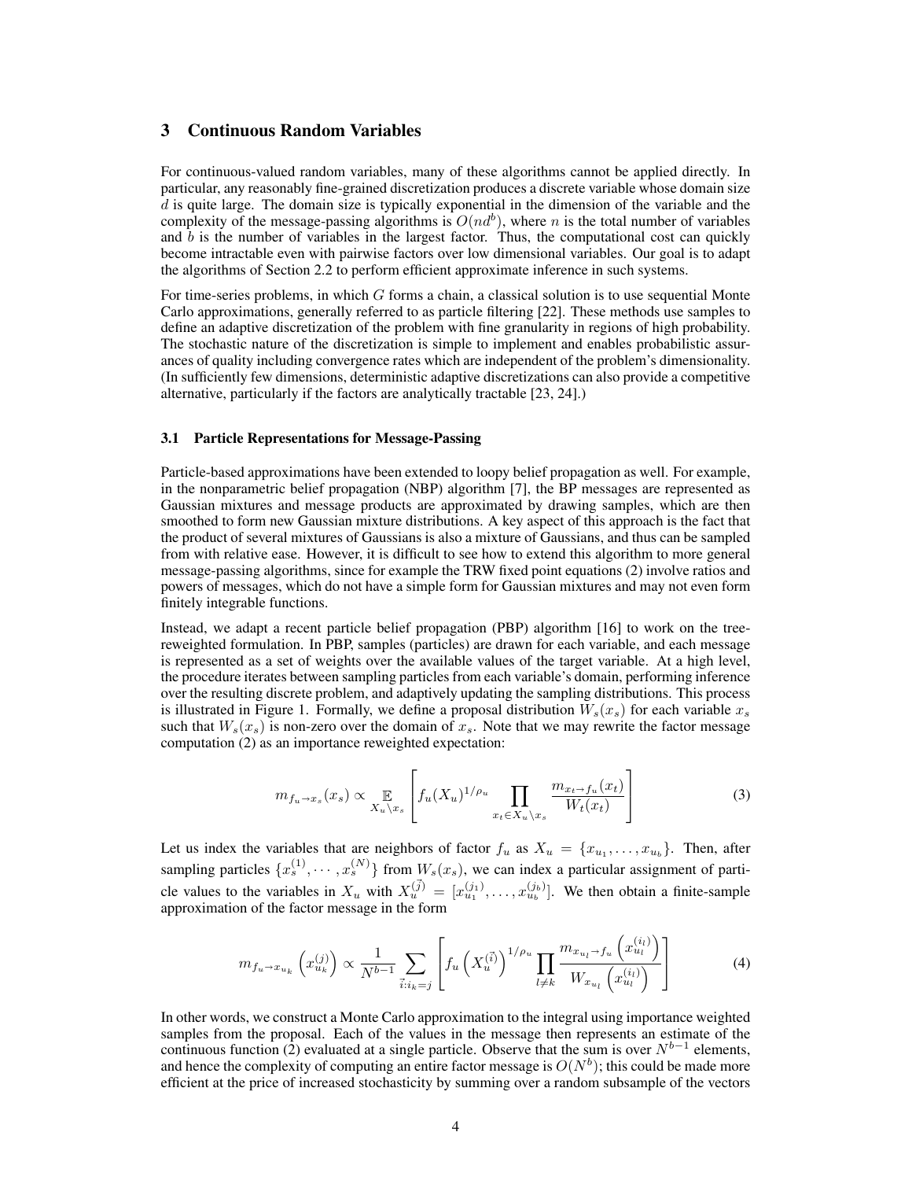## 3 Continuous Random Variables

For continuous-valued random variables, many of these algorithms cannot be applied directly. In particular, any reasonably fine-grained discretization produces a discrete variable whose domain size $d$ is quite large. The domain size is typically exponential in the dimension of the variable and the complexity of the message-passing algorithms is $O(nd^b)$, where $n$ is the total number of variables and $b$ is the number of variables in the largest factor. Thus, the computational cost can quickly become intractable even with pairwise factors over low dimensional variables. Our goal is to adapt the algorithms of Section 2.2 to perform efficient approximate inference in such systems.

For time-series problems, in which $G$ forms a chain, a classical solution is to use sequential Monte Carlo approximations, generally referred to as particle filtering [22]. These methods use samples to define an adaptive discretization of the problem with fine granularity in regions of high probability. The stochastic nature of the discretization is simple to implement and enables probabilistic assurances of quality including convergence rates which are independent of the problem's dimensionality. (In sufficiently few dimensions, deterministic adaptive discretizations can also provide a competitive alternative, particularly if the factors are analytically tractable [23, 24].)

### 3.1 Particle Representations for Message-Passing

Particle-based approximations have been extended to loopy belief propagation as well. For example, in the nonparametric belief propagation (NBP) algorithm [7], the BP messages are represented as Gaussian mixtures and message products are approximated by drawing samples, which are then smoothed to form new Gaussian mixture distributions. A key aspect of this approach is the fact that the product of several mixtures of Gaussians is also a mixture of Gaussians, and thus can be sampled from with relative ease. However, it is difficult to see how to extend this algorithm to more general message-passing algorithms, since for example the TRW fixed point equations (2) involve ratios and powers of messages, which do not have a simple form for Gaussian mixtures and may not even form finitely integrable functions.

Instead, we adapt a recent particle belief propagation (PBP) algorithm [16] to work on the tree-reweighted formulation. In PBP, samples (particles) are drawn for each variable, and each message is represented as a set of weights over the available values of the target variable. At a high level, the procedure iterates between sampling particles from each variable's domain, performing inference over the resulting discrete problem, and adaptively updating the sampling distributions. This process is illustrated in Figure 1. Formally, we define a proposal distribution $W_s(x_s)$ for each variable $x_s$ such that $W_s(x_s)$ is non-zero over the domain of $x_s$. Note that we may rewrite the factor message computation (2) as an importance reweighted expectation:

$$m_{f_u \to x_s}(x_s) \propto \mathop{\mathbb{E}}_{X_u \setminus x_s} \left[ f_u(X_u)^{1/\rho_u} \prod_{x_t \in X_u \setminus x_s} \frac{m_{x_t \to f_u}(x_t)}{W_t(x_t)} \right] \tag{3}$$

Let us index the variables that are neighbors of factor $f_u$ as $X_u = \{x_{u_1}, \ldots, x_{u_b}\}$. Then, after sampling particles $\{x_s^{(1)}, \cdots, x_s^{(N)}\}$ from $W_s(x_s)$, we can index a particular assignment of particle values to the variables in $X_u$ with $X_u^{(\vec{j})} = [x_{u_1}^{(j_1)}, \ldots, x_{u_b}^{(j_b)}]$. We then obtain a finite-sample approximation of the factor message in the form

$$m_{f_u \to x_{u_k}}\left(x_{u_k}^{(j)}\right) \propto \frac{1}{N^{b-1}} \sum_{\vec{i}: i_k = j} \left[ f_u\left(X_u^{(\vec{i})}\right)^{1/\rho_u} \prod_{l \neq k} \frac{m_{x_{u_l} \to f_u}\left(x_{u_l}^{(i_l)}\right)}{W_{x_{u_l}}\left(x_{u_l}^{(i_l)}\right)} \right] \tag{4}$$

In other words, we construct a Monte Carlo approximation to the integral using importance weighted samples from the proposal. Each of the values in the message then represents an estimate of the continuous function (2) evaluated at a single particle. Observe that the sum is over $N^{b-1}$ elements, and hence the complexity of computing an entire factor message is $O(N^b)$; this could be made more efficient at the price of increased stochasticity by summing over a random subsample of the vectors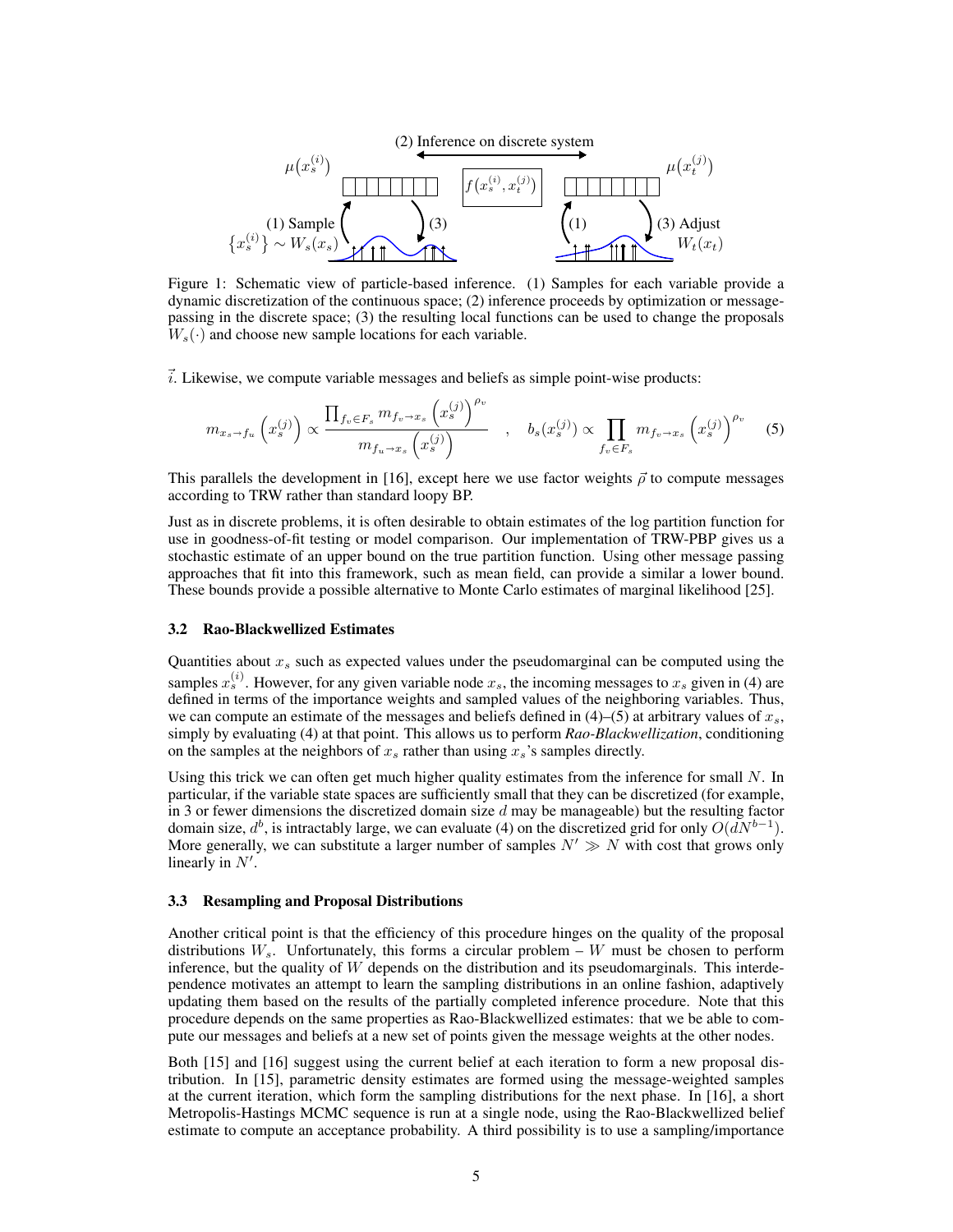Figure 1: Schematic view of particle-based inference. (1) Samples for each variable provide a dynamic discretization of the continuous space; (2) inference proceeds by optimization or message-passing in the discrete space; (3) the resulting local functions can be used to change the proposals $W_s(\cdot)$ and choose new sample locations for each variable.

$\vec{i}$. Likewise, we compute variable messages and beliefs as simple point-wise products:

$$m_{x_s \to f_u}\left(x_s^{(j)}\right) \propto \frac{\prod_{f_v \in F_s} m_{f_v \to x_s}\left(x_s^{(j)}\right)^{\rho_v}}{m_{f_u \to x_s}\left(x_s^{(j)}\right)} \quad , \quad b_s(x_s^{(j)}) \propto \prod_{f_v \in F_s} m_{f_v \to x_s}\left(x_s^{(j)}\right)^{\rho_v} \tag{5}$$

This parallels the development in [16], except here we use factor weights $\vec{\rho}$ to compute messages according to TRW rather than standard loopy BP.

Just as in discrete problems, it is often desirable to obtain estimates of the log partition function for use in goodness-of-fit testing or model comparison. Our implementation of TRW-PBP gives us a stochastic estimate of an upper bound on the true partition function. Using other message passing approaches that fit into this framework, such as mean field, can provide a similar a lower bound. These bounds provide a possible alternative to Monte Carlo estimates of marginal likelihood [25].

### 3.2 Rao-Blackwellized Estimates

Quantities about $x_s$ such as expected values under the pseudomarginal can be computed using the samples $x_s^{(i)}$. However, for any given variable node $x_s$, the incoming messages to $x_s$ given in (4) are defined in terms of the importance weights and sampled values of the neighboring variables. Thus, we can compute an estimate of the messages and beliefs defined in (4)–(5) at arbitrary values of $x_s$, simply by evaluating (4) at that point. This allows us to perform *Rao-Blackwellization*, conditioning on the samples at the neighbors of $x_s$ rather than using $x_s$'s samples directly.

Using this trick we can often get much higher quality estimates from the inference for small $N$. In particular, if the variable state spaces are sufficiently small that they can be discretized (for example, in 3 or fewer dimensions the discretized domain size $d$ may be manageable) but the resulting factor domain size, $d^b$, is intractably large, we can evaluate (4) on the discretized grid for only $O(dN^{b-1})$. More generally, we can substitute a larger number of samples $N' \gg N$ with cost that grows only linearly in $N'$.

### 3.3 Resampling and Proposal Distributions

Another critical point is that the efficiency of this procedure hinges on the quality of the proposal distributions $W_s$. Unfortunately, this forms a circular problem – $W$ must be chosen to perform inference, but the quality of $W$ depends on the distribution and its pseudomarginals. This interdependence motivates an attempt to learn the sampling distributions in an online fashion, adaptively updating them based on the results of the partially completed inference procedure. Note that this procedure depends on the same properties as Rao-Blackwellized estimates: that we be able to compute our messages and beliefs at a new set of points given the message weights at the other nodes.

Both [15] and [16] suggest using the current belief at each iteration to form a new proposal distribution. In [15], parametric density estimates are formed using the message-weighted samples at the current iteration, which form the sampling distributions for the next phase. In [16], a short Metropolis-Hastings MCMC sequence is run at a single node, using the Rao-Blackwellized belief estimate to compute an acceptance probability. A third possibility is to use a sampling/importance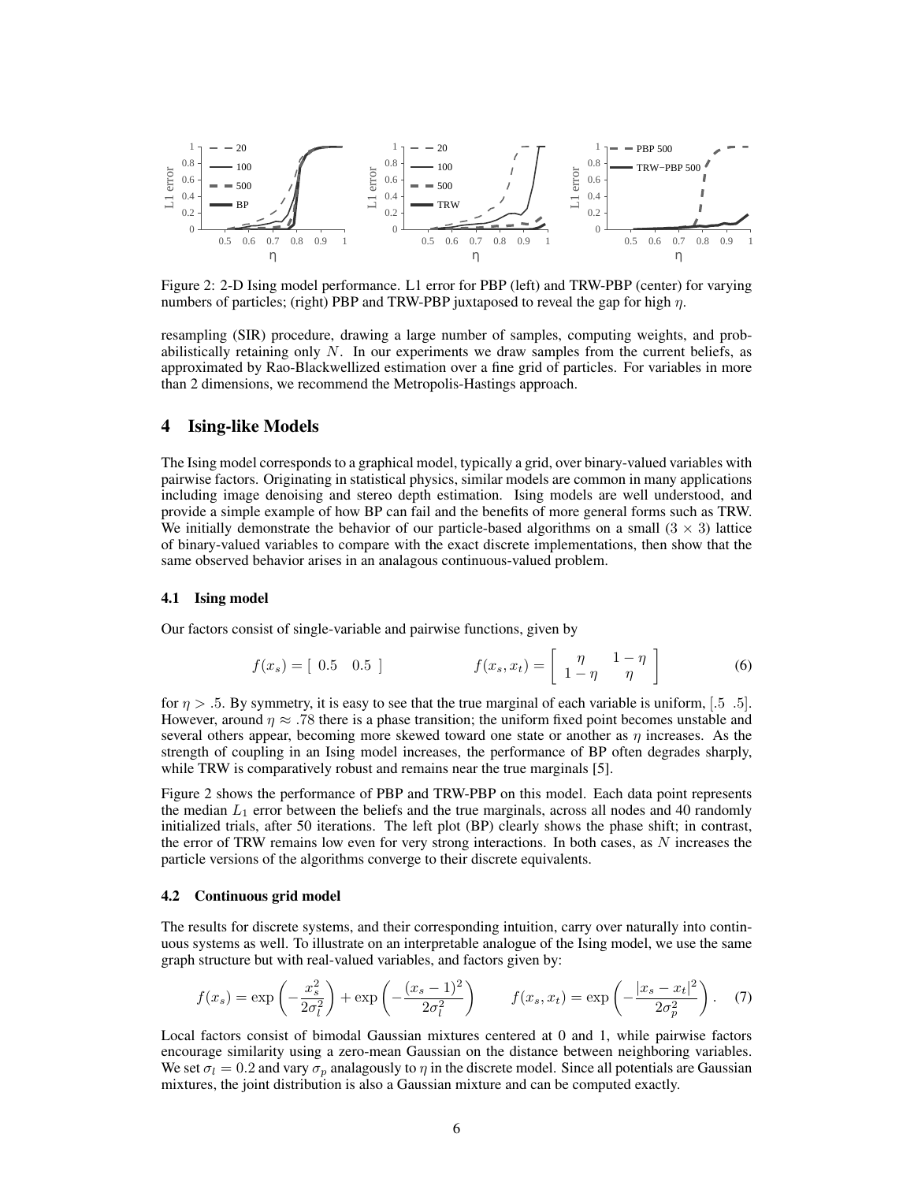Figure 2: 2-D Ising model performance. L1 error for PBP (left) and TRW-PBP (center) for varying numbers of particles; (right) PBP and TRW-PBP juxtaposed to reveal the gap for high $\eta$.

resampling (SIR) procedure, drawing a large number of samples, computing weights, and probabilistically retaining only $N$. In our experiments we draw samples from the current beliefs, as approximated by Rao-Blackwellized estimation over a fine grid of particles. For variables in more than 2 dimensions, we recommend the Metropolis-Hastings approach.

## 4 Ising-like Models

The Ising model corresponds to a graphical model, typically a grid, over binary-valued variables with pairwise factors. Originating in statistical physics, similar models are common in many applications including image denoising and stereo depth estimation. Ising models are well understood, and provide a simple example of how BP can fail and the benefits of more general forms such as TRW. We initially demonstrate the behavior of our particle-based algorithms on a small ($3 \times 3$) lattice of binary-valued variables to compare with the exact discrete implementations, then show that the same observed behavior arises in an analagous continuous-valued problem.

### 4.1 Ising model

Our factors consist of single-variable and pairwise functions, given by

$$f(x_s) = [\ 0.5 \quad 0.5\ ] \qquad\qquad f(x_s, x_t) = \begin{bmatrix} \eta & 1-\eta \\ 1-\eta & \eta \end{bmatrix} \tag{6}$$

for $\eta > .5$. By symmetry, it is easy to see that the true marginal of each variable is uniform, $[.5\ \ .5]$. However, around $\eta \approx .78$ there is a phase transition; the uniform fixed point becomes unstable and several others appear, becoming more skewed toward one state or another as $\eta$ increases. As the strength of coupling in an Ising model increases, the performance of BP often degrades sharply, while TRW is comparatively robust and remains near the true marginals [5].

Figure 2 shows the performance of PBP and TRW-PBP on this model. Each data point represents the median $L_1$ error between the beliefs and the true marginals, across all nodes and 40 randomly initialized trials, after 50 iterations. The left plot (BP) clearly shows the phase shift; in contrast, the error of TRW remains low even for very strong interactions. In both cases, as $N$ increases the particle versions of the algorithms converge to their discrete equivalents.

### 4.2 Continuous grid model

The results for discrete systems, and their corresponding intuition, carry over naturally into continuous systems as well. To illustrate on an interpretable analogue of the Ising model, we use the same graph structure but with real-valued variables, and factors given by:

$$f(x_s) = \exp\left(-\frac{x_s^2}{2\sigma_l^2}\right) + \exp\left(-\frac{(x_s-1)^2}{2\sigma_l^2}\right) \qquad f(x_s, x_t) = \exp\left(-\frac{|x_s - x_t|^2}{2\sigma_p^2}\right). \tag{7}$$

Local factors consist of bimodal Gaussian mixtures centered at 0 and 1, while pairwise factors encourage similarity using a zero-mean Gaussian on the distance between neighboring variables. We set $\sigma_l = 0.2$ and vary $\sigma_p$ analagously to $\eta$ in the discrete model. Since all potentials are Gaussian mixtures, the joint distribution is also a Gaussian mixture and can be computed exactly.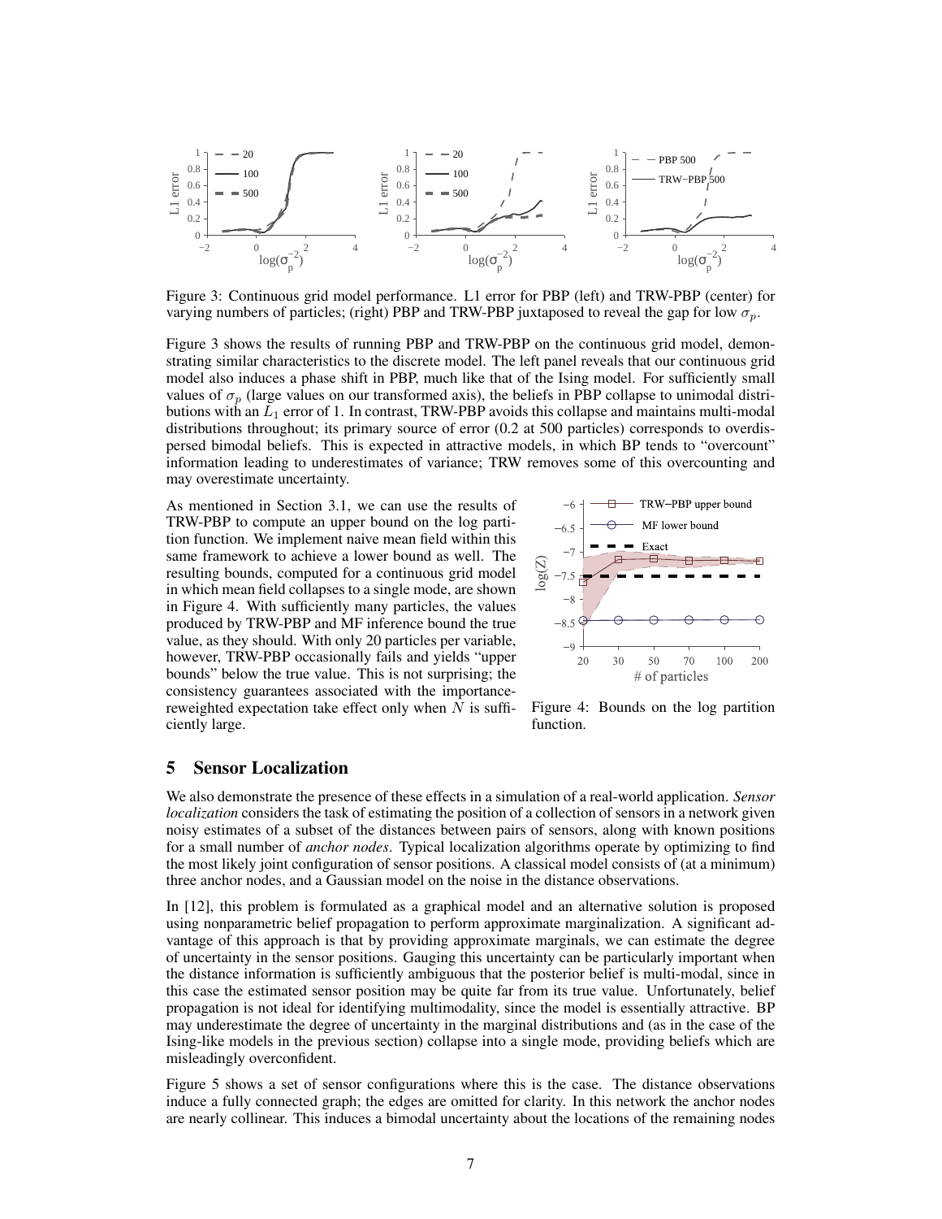Figure 3: Continuous grid model performance. L1 error for PBP (left) and TRW-PBP (center) for varying numbers of particles; (right) PBP and TRW-PBP juxtaposed to reveal the gap for low $\sigma_p$.

Figure 3 shows the results of running PBP and TRW-PBP on the continuous grid model, demonstrating similar characteristics to the discrete model. The left panel reveals that our continuous grid model also induces a phase shift in PBP, much like that of the Ising model. For sufficiently small values of $\sigma_p$ (large values on our transformed axis), the beliefs in PBP collapse to unimodal distributions with an $L_1$ error of 1. In contrast, TRW-PBP avoids this collapse and maintains multi-modal distributions throughout; its primary source of error (0.2 at 500 particles) corresponds to overdispersed bimodal beliefs. This is expected in attractive models, in which BP tends to "overcount" information leading to underestimates of variance; TRW removes some of this overcounting and may overestimate uncertainty.

As mentioned in Section 3.1, we can use the results of TRW-PBP to compute an upper bound on the log partition function. We implement naive mean field within this same framework to achieve a lower bound as well. The resulting bounds, computed for a continuous grid model in which mean field collapses to a single mode, are shown in Figure 4. With sufficiently many particles, the values produced by TRW-PBP and MF inference bound the true value, as they should. With only 20 particles per variable, however, TRW-PBP occasionally fails and yields "upper bounds" below the true value. This is not surprising; the consistency guarantees associated with the importance-reweighted expectation take effect only when $N$ is sufficiently large.

Figure 4: Bounds on the log partition function.

## 5 Sensor Localization

We also demonstrate the presence of these effects in a simulation of a real-world application. *Sensor localization* considers the task of estimating the position of a collection of sensors in a network given noisy estimates of a subset of the distances between pairs of sensors, along with known positions for a small number of *anchor nodes*. Typical localization algorithms operate by optimizing to find the most likely joint configuration of sensor positions. A classical model consists of (at a minimum) three anchor nodes, and a Gaussian model on the noise in the distance observations.

In [12], this problem is formulated as a graphical model and an alternative solution is proposed using nonparametric belief propagation to perform approximate marginalization. A significant advantage of this approach is that by providing approximate marginals, we can estimate the degree of uncertainty in the sensor positions. Gauging this uncertainty can be particularly important when the distance information is sufficiently ambiguous that the posterior belief is multi-modal, since in this case the estimated sensor position may be quite far from its true value. Unfortunately, belief propagation is not ideal for identifying multimodality, since the model is essentially attractive. BP may underestimate the degree of uncertainty in the marginal distributions and (as in the case of the Ising-like models in the previous section) collapse into a single mode, providing beliefs which are misleadingly overconfident.

Figure 5 shows a set of sensor configurations where this is the case. The distance observations induce a fully connected graph; the edges are omitted for clarity. In this network the anchor nodes are nearly collinear. This induces a bimodal uncertainty about the locations of the remaining nodes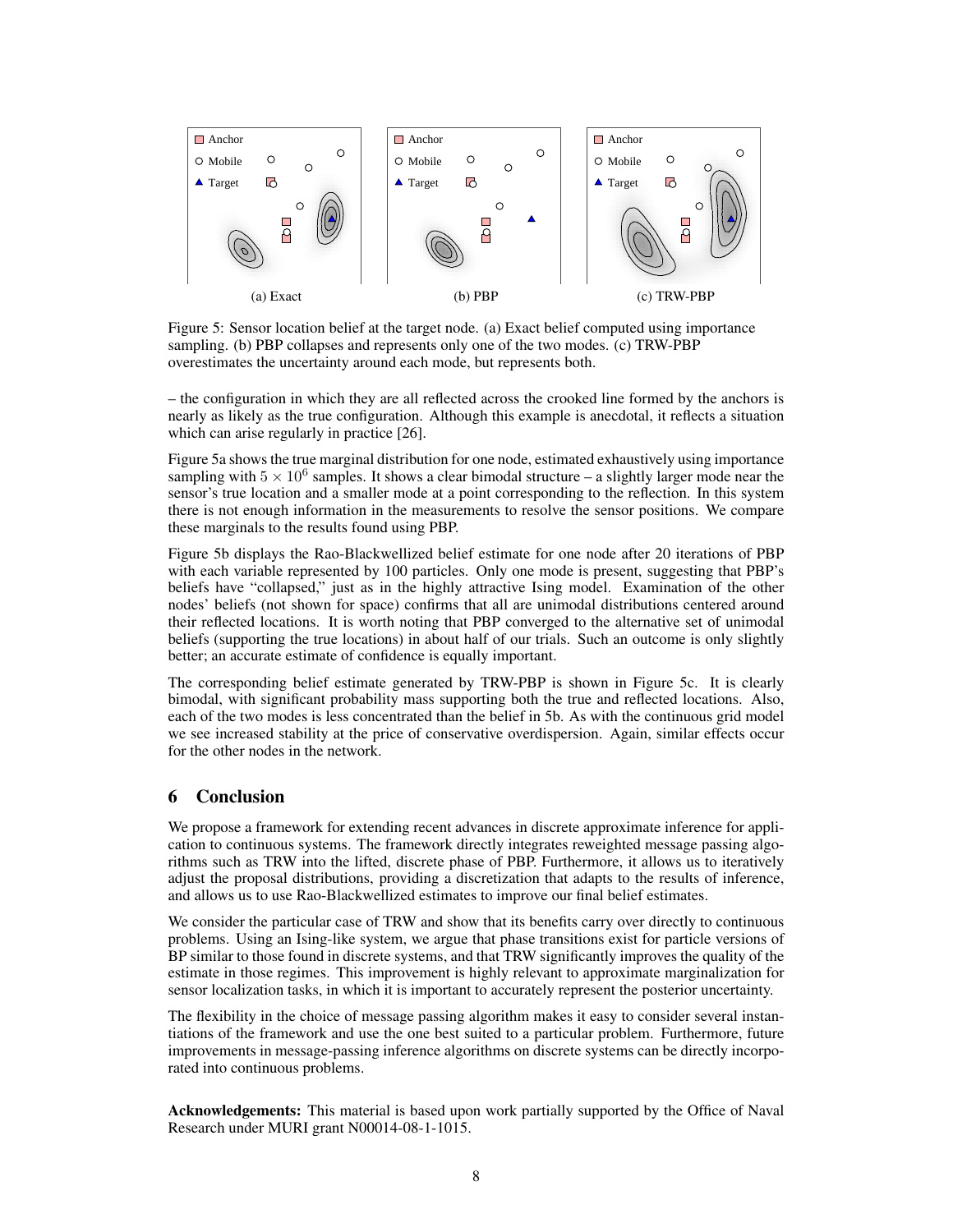(a) Exact (b) PBP (c) TRW-PBP

Figure 5: Sensor location belief at the target node. (a) Exact belief computed using importance sampling. (b) PBP collapses and represents only one of the two modes. (c) TRW-PBP overestimates the uncertainty around each mode, but represents both.

– the configuration in which they are all reflected across the crooked line formed by the anchors is nearly as likely as the true configuration. Although this example is anecdotal, it reflects a situation which can arise regularly in practice [26].

Figure 5a shows the true marginal distribution for one node, estimated exhaustively using importance sampling with $5 \times 10^6$ samples. It shows a clear bimodal structure – a slightly larger mode near the sensor's true location and a smaller mode at a point corresponding to the reflection. In this system there is not enough information in the measurements to resolve the sensor positions. We compare these marginals to the results found using PBP.

Figure 5b displays the Rao-Blackwellized belief estimate for one node after 20 iterations of PBP with each variable represented by 100 particles. Only one mode is present, suggesting that PBP's beliefs have "collapsed," just as in the highly attractive Ising model. Examination of the other nodes' beliefs (not shown for space) confirms that all are unimodal distributions centered around their reflected locations. It is worth noting that PBP converged to the alternative set of unimodal beliefs (supporting the true locations) in about half of our trials. Such an outcome is only slightly better; an accurate estimate of confidence is equally important.

The corresponding belief estimate generated by TRW-PBP is shown in Figure 5c. It is clearly bimodal, with significant probability mass supporting both the true and reflected locations. Also, each of the two modes is less concentrated than the belief in 5b. As with the continuous grid model we see increased stability at the price of conservative overdispersion. Again, similar effects occur for the other nodes in the network.

## 6 Conclusion

We propose a framework for extending recent advances in discrete approximate inference for application to continuous systems. The framework directly integrates reweighted message passing algorithms such as TRW into the lifted, discrete phase of PBP. Furthermore, it allows us to iteratively adjust the proposal distributions, providing a discretization that adapts to the results of inference, and allows us to use Rao-Blackwellized estimates to improve our final belief estimates.

We consider the particular case of TRW and show that its benefits carry over directly to continuous problems. Using an Ising-like system, we argue that phase transitions exist for particle versions of BP similar to those found in discrete systems, and that TRW significantly improves the quality of the estimate in those regimes. This improvement is highly relevant to approximate marginalization for sensor localization tasks, in which it is important to accurately represent the posterior uncertainty.

The flexibility in the choice of message passing algorithm makes it easy to consider several instantiations of the framework and use the one best suited to a particular problem. Furthermore, future improvements in message-passing inference algorithms on discrete systems can be directly incorporated into continuous problems.

**Acknowledgements:** This material is based upon work partially supported by the Office of Naval Research under MURI grant N00014-08-1-1015.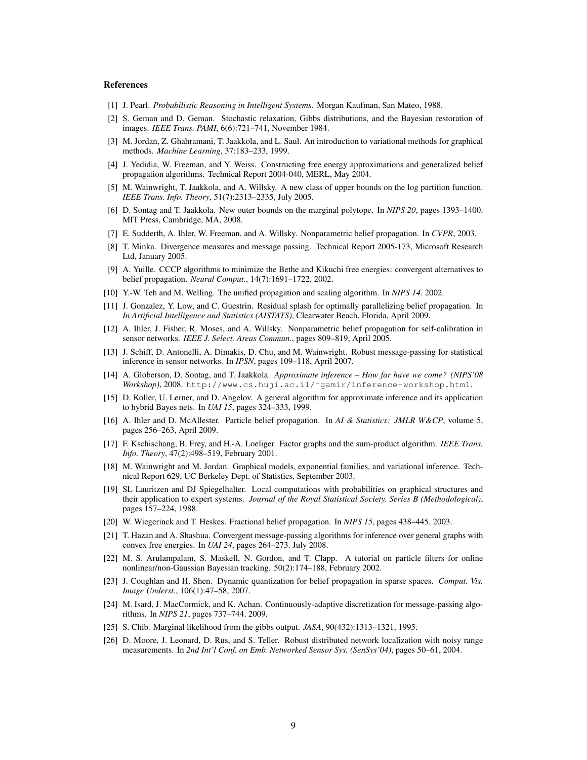## References

[1] J. Pearl. *Probabilistic Reasoning in Intelligent Systems*. Morgan Kaufman, San Mateo, 1988.

[2] S. Geman and D. Geman. Stochastic relaxation, Gibbs distributions, and the Bayesian restoration of images. *IEEE Trans. PAMI*, 6(6):721–741, November 1984.

[3] M. Jordan, Z. Ghahramani, T. Jaakkola, and L. Saul. An introduction to variational methods for graphical methods. *Machine Learning*, 37:183–233, 1999.

[4] J. Yedidia, W. Freeman, and Y. Weiss. Constructing free energy approximations and generalized belief propagation algorithms. Technical Report 2004-040, MERL, May 2004.

[5] M. Wainwright, T. Jaakkola, and A. Willsky. A new class of upper bounds on the log partition function. *IEEE Trans. Info. Theory*, 51(7):2313–2335, July 2005.

[6] D. Sontag and T. Jaakkola. New outer bounds on the marginal polytope. In *NIPS 20*, pages 1393–1400. MIT Press, Cambridge, MA, 2008.

[7] E. Sudderth, A. Ihler, W. Freeman, and A. Willsky. Nonparametric belief propagation. In *CVPR*, 2003.

[8] T. Minka. Divergence measures and message passing. Technical Report 2005-173, Microsoft Research Ltd, January 2005.

[9] A. Yuille. CCCP algorithms to minimize the Bethe and Kikuchi free energies: convergent alternatives to belief propagation. *Neural Comput.*, 14(7):1691–1722, 2002.

[10] Y.-W. Teh and M. Welling. The unified propagation and scaling algorithm. In *NIPS 14*. 2002.

[11] J. Gonzalez, Y. Low, and C. Guestrin. Residual splash for optimally parallelizing belief propagation. In *In Artificial Intelligence and Statistics (AISTATS)*, Clearwater Beach, Florida, April 2009.

[12] A. Ihler, J. Fisher, R. Moses, and A. Willsky. Nonparametric belief propagation for self-calibration in sensor networks. *IEEE J. Select. Areas Commun.*, pages 809–819, April 2005.

[13] J. Schiff, D. Antonelli, A. Dimakis, D. Chu, and M. Wainwright. Robust message-passing for statistical inference in sensor networks. In *IPSN*, pages 109–118, April 2007.

[14] A. Globerson, D. Sontag, and T. Jaakkola. *Approximate inference – How far have we come? (NIPS'08 Workshop)*, 2008. `http://www.cs.huji.ac.il/~gamir/inference-workshop.html`.

[15] D. Koller, U. Lerner, and D. Angelov. A general algorithm for approximate inference and its application to hybrid Bayes nets. In *UAI 15*, pages 324–333, 1999.

[16] A. Ihler and D. McAllester. Particle belief propagation. In *AI & Statistics: JMLR W&CP*, volume 5, pages 256–263, April 2009.

[17] F. Kschischang, B. Frey, and H.-A. Loeliger. Factor graphs and the sum-product algorithm. *IEEE Trans. Info. Theory*, 47(2):498–519, February 2001.

[18] M. Wainwright and M. Jordan. Graphical models, exponential families, and variational inference. Technical Report 629, UC Berkeley Dept. of Statistics, September 2003.

[19] SL Lauritzen and DJ Spiegelhalter. Local computations with probabilities on graphical structures and their application to expert systems. *Journal of the Royal Statistical Society. Series B (Methodological)*, pages 157–224, 1988.

[20] W. Wiegerinck and T. Heskes. Fractional belief propagation. In *NIPS 15*, pages 438–445. 2003.

[21] T. Hazan and A. Shashua. Convergent message-passing algorithms for inference over general graphs with convex free energies. In *UAI 24*, pages 264–273. July 2008.

[22] M. S. Arulampalam, S. Maskell, N. Gordon, and T. Clapp. A tutorial on particle filters for online nonlinear/non-Gaussian Bayesian tracking. 50(2):174–188, February 2002.

[23] J. Coughlan and H. Shen. Dynamic quantization for belief propagation in sparse spaces. *Comput. Vis. Image Underst.*, 106(1):47–58, 2007.

[24] M. Isard, J. MacCormick, and K. Achan. Continuously-adaptive discretization for message-passing algorithms. In *NIPS 21*, pages 737–744. 2009.

[25] S. Chib. Marginal likelihood from the gibbs output. *JASA*, 90(432):1313–1321, 1995.

[26] D. Moore, J. Leonard, D. Rus, and S. Teller. Robust distributed network localization with noisy range measurements. In *2nd Int'l Conf. on Emb. Networked Sensor Sys. (SenSys'04)*, pages 50–61, 2004.